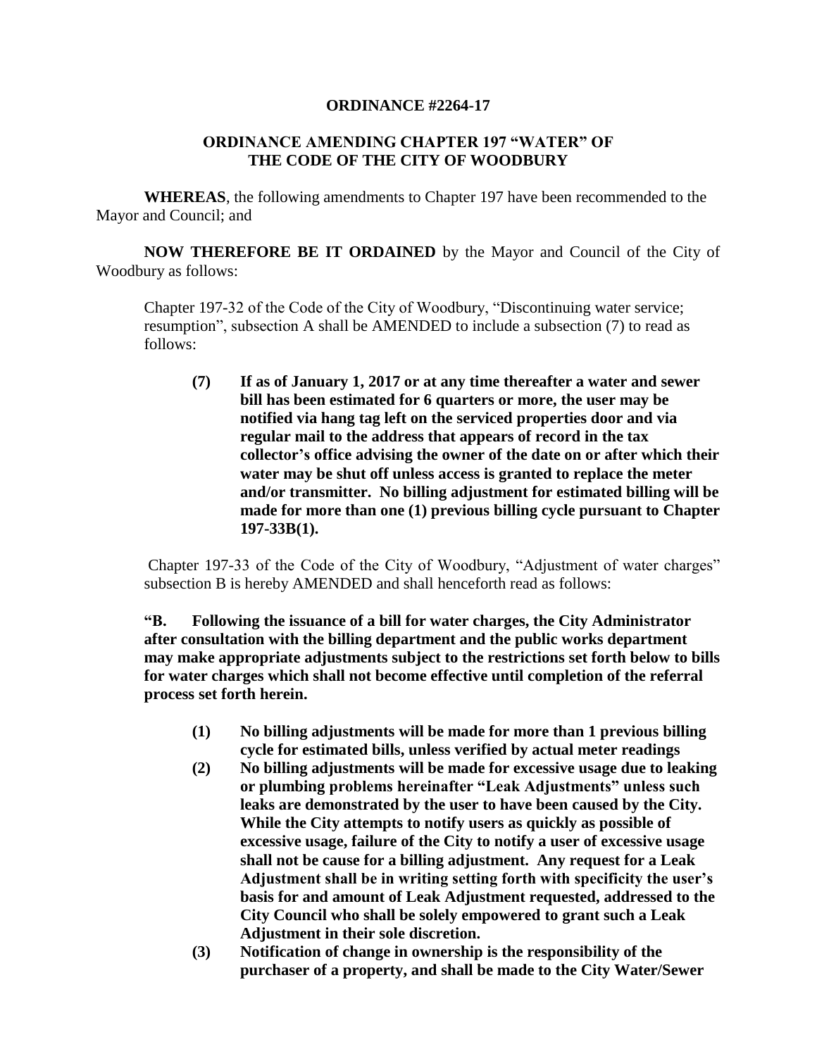**ORDINANCE #2264-17**

**ORDINANCE AMENDING CHAPTER 197 "WATER" OF THE CODE OF THE CITY OF WOODBURY**

**WHEREAS**, the following amendments to Chapter 197 have been recommended to the Mayor and Council; and

**NOW THEREFORE BE IT ORDAINED** by the Mayor and Council of the City of Woodbury as follows:

> Chapter 197-32 of the Code of the City of Woodbury, "Discontinuing water service; resumption", subsection A shall be AMENDED to include a subsection (7) to read as follows:
>
> > **(7) If as of January 1, 2017 or at any time thereafter a water and sewer bill has been estimated for 6 quarters or more, the user may be notified via hang tag left on the serviced properties door and via regular mail to the address that appears of record in the tax collector's office advising the owner of the date on or after which their water may be shut off unless access is granted to replace the meter and/or transmitter. No billing adjustment for estimated billing will be made for more than one (1) previous billing cycle pursuant to Chapter 197-33B(1).**
>
> Chapter 197-33 of the Code of the City of Woodbury, "Adjustment of water charges" subsection B is hereby AMENDED and shall henceforth read as follows:
>
> **"B. Following the issuance of a bill for water charges, the City Administrator after consultation with the billing department and the public works department may make appropriate adjustments subject to the restrictions set forth below to bills for water charges which shall not become effective until completion of the referral process set forth herein.**
>
> > **(1) No billing adjustments will be made for more than 1 previous billing cycle for estimated bills, unless verified by actual meter readings**
> >
> > **(2) No billing adjustments will be made for excessive usage due to leaking or plumbing problems hereinafter "Leak Adjustments" unless such leaks are demonstrated by the user to have been caused by the City. While the City attempts to notify users as quickly as possible of excessive usage, failure of the City to notify a user of excessive usage shall not be cause for a billing adjustment. Any request for a Leak Adjustment shall be in writing setting forth with specificity the user's basis for and amount of Leak Adjustment requested, addressed to the City Council who shall be solely empowered to grant such a Leak Adjustment in their sole discretion.**
> >
> > **(3) Notification of change in ownership is the responsibility of the purchaser of a property, and shall be made to the City Water/Sewer**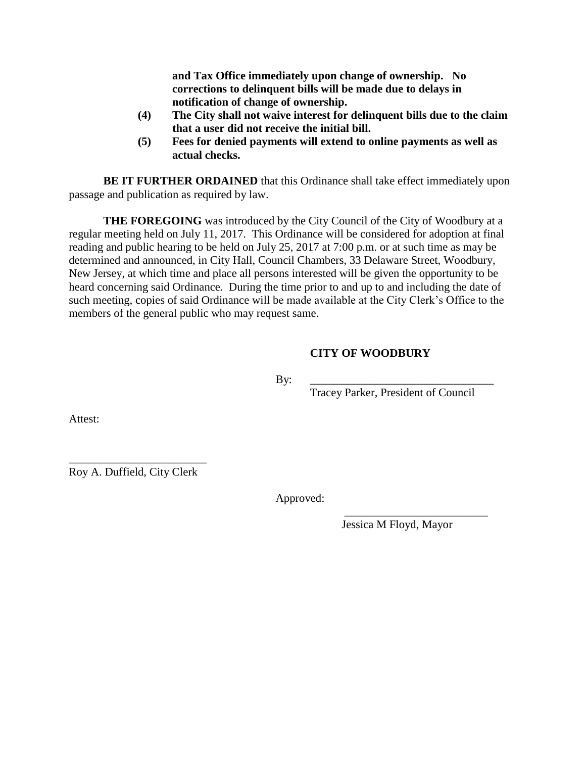**and Tax Office immediately upon change of ownership. No corrections to delinquent bills will be made due to delays in notification of change of ownership.**

**(4) The City shall not waive interest for delinquent bills due to the claim that a user did not receive the initial bill.**

**(5) Fees for denied payments will extend to online payments as well as actual checks.**

**BE IT FURTHER ORDAINED** that this Ordinance shall take effect immediately upon passage and publication as required by law.

**THE FOREGOING** was introduced by the City Council of the City of Woodbury at a regular meeting held on July 11, 2017. This Ordinance will be considered for adoption at final reading and public hearing to be held on July 25, 2017 at 7:00 p.m. or at such time as may be determined and announced, in City Hall, Council Chambers, 33 Delaware Street, Woodbury, New Jersey, at which time and place all persons interested will be given the opportunity to be heard concerning said Ordinance. During the time prior to and up to and including the date of such meeting, copies of said Ordinance will be made available at the City Clerk's Office to the members of the general public who may request same.

**CITY OF WOODBURY**

By: \_\_\_\_\_\_\_\_\_\_\_\_\_\_\_\_\_\_\_\_\_\_\_\_\_\_\_\_\_\_\_\_

Tracey Parker, President of Council

Attest:

\_\_\_\_\_\_\_\_\_\_\_\_\_\_\_\_\_\_\_\_\_\_\_\_\_\_

Roy A. Duffield, City Clerk

Approved:

\_\_\_\_\_\_\_\_\_\_\_\_\_\_\_\_\_\_\_\_\_\_\_\_\_\_

Jessica M Floyd, Mayor